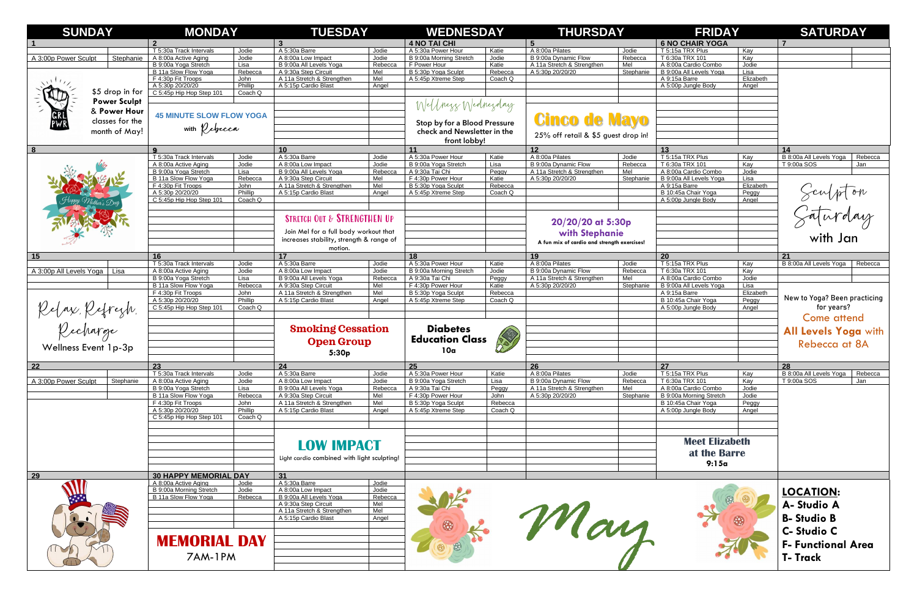# May

| SUNDAY | MONDAY | TUESDAY | WEDNESDAY | THURSDAY | FRIDAY | SATURDAY |
|---|---|---|---|---|---|---|
| **1** | **2** | **3** | **4 NO TAI CHI** | **5** | **6 NO CHAIR YOGA** | **7** |
| A 3:00p Power Sculpt – Stephanie | T 5:30a Track Intervals – Jodie<br>A 8:00a Active Aging – Jodie<br>B 9:00a Yoga Stretch – Lisa<br>B 11a Slow Flow Yoga – Rebecca<br>F 4:30p Fit Troops – John<br>A 5:30p 20/20/20 – Phillip<br>C 5:45p Hip Hop Step 101 – Coach Q | A 5:30a Barre – Jodie<br>A 8:00a Low Impact – Jodie<br>B 9:00a All Levels Yoga – Rebecca<br>A 9:30a Step Circuit – Mel<br>A 11a Stretch & Strengthen – Mel<br>A 5:15p Cardio Blast – Angel | A 5:30a Power Hour – Katie<br>B 9:00a Morning Stretch – Jodie<br>F Power Hour – Katie<br>B 5:30p Yoga Sculpt – Rebecca<br>A 5:45p Xtreme Step – Coach Q | A 8:00a Pilates – Jodie<br>B 9:00a Dynamic Flow – Rebecca<br>A 11a Stretch & Strengthen – Mel<br>A 5:30p 20/20/20 – Stephanie | T 5:15a TRX Plus – Kay<br>T 6:30a TRX 101 – Kay<br>A 8:00a Cardio Combo – Jodie<br>B 9:00a All Levels Yoga – Lisa<br>A 9:15a Barre – Elizabeth<br>A 5:00p Jungle Body – Angel | |
| $5 drop in for Power Sculpt & Power Hour classes for the month of May! | 45 MINUTE SLOW FLOW YOGA with Rebecca | | Wellness Wednesday<br>Stop by for a Blood Pressure check and Newsletter in the front lobby! | Cinco de Mayo<br>25% off retail & $5 guest drop in! | | |
| **8** | **9** | **10** | **11** | **12** | **13** | **14** |
| Happy Mother's Day | T 5:30a Track Intervals – Jodie<br>A 8:00a Active Aging – Jodie<br>B 9:00a Yoga Stretch – Lisa<br>B 11a Slow Flow Yoga – Rebecca<br>F 4:30p Fit Troops – John<br>A 5:30p 20/20/20 – Phillip<br>C 5:45p Hip Hop Step 101 – Coach Q | A 5:30a Barre – Jodie<br>A 8:00a Low Impact – Jodie<br>B 9:00a All Levels Yoga – Rebecca<br>A 9:30a Step Circuit – Mel<br>A 11a Stretch & Strengthen – Mel<br>A 5:15p Cardio Blast – Angel | A 5:30a Power Hour – Katie<br>B 9:00a Yoga Stretch – Lisa<br>A 9:30a Tai Chi – Peggy<br>F 4:30p Power Hour – Katie<br>B 5:30p Yoga Sculpt – Rebecca<br>A 5:45p Xtreme Step – Coach Q | A 8:00a Pilates – Jodie<br>B 9:00a Dynamic Flow – Rebecca<br>A 11a Stretch & Strengthen – Mel<br>A 5:30p 20/20/20 – Stephanie | T 5:15a TRX Plus – Kay<br>T 6:30a TRX 101 – Kay<br>A 8:00a Cardio Combo – Jodie<br>B 9:00a All Levels Yoga – Lisa<br>A 9:15a Barre – Elizabeth<br>B 10:45a Chair Yoga – Peggy<br>A 5:00p Jungle Body – Angel | B 8:00a All Levels Yoga – Rebecca<br>T 9:00a SOS – Jan |
| | | STRETCH OUT & STRENGTHEN UP<br>Join Mel for a full body workout that increases stability, strength & range of motion. | | 20/20/20 at 5:30p with Stephanie<br>A fun mix of cardio and strength exercises! | | Sculptor Saturday with Jan |
| **15** | **16** | **17** | **18** | **19** | **20** | **21** |
| A 3:00p All Levels Yoga – Lisa | T 5:30a Track Intervals – Jodie<br>A 8:00a Active Aging – Jodie<br>B 9:00a Yoga Stretch – Lisa<br>B 11a Slow Flow Yoga – Rebecca<br>F 4:30p Fit Troops – John<br>A 5:30p 20/20/20 – Phillip<br>C 5:45p Hip Hop Step 101 – Coach Q | A 5:30a Barre – Jodie<br>A 8:00a Low Impact – Jodie<br>B 9:00a All Levels Yoga – Rebecca<br>A 9:30a Step Circuit – Mel<br>A 11a Stretch & Strengthen – Mel<br>A 5:15p Cardio Blast – Angel | A 5:30a Power Hour – Katie<br>B 9:00a Morning Stretch – Jodie<br>A 9:30a Tai Chi – Peggy<br>F 4:30p Power Hour – Katie<br>B 5:30p Yoga Sculpt – Rebecca<br>A 5:45p Xtreme Step – Coach Q | A 8:00a Pilates – Jodie<br>B 9:00a Dynamic Flow – Rebecca<br>A 11a Stretch & Strengthen – Mel<br>A 5:30p 20/20/20 – Stephanie | T 5:15a TRX Plus – Kay<br>T 6:30a TRX 101 – Kay<br>A 8:00a Cardio Combo – Jodie<br>B 9:00a All Levels Yoga – Lisa<br>A 9:15a Barre – Elizabeth<br>B 10:45a Chair Yoga – Peggy<br>A 5:00p Jungle Body – Angel | B 8:00a All Levels Yoga – Rebecca |
| Relax, Refresh, Recharge<br>Wellness Event 1p-3p | | Smoking Cessation Open Group 5:30p | Diabetes Education Class 10a | | | New to Yoga? Been practicing for years? Come attend All Levels Yoga with Rebecca at 8A |
| **22** | **23** | **24** | **25** | **26** | **27** | **28** |
| A 3:00p Power Sculpt – Stephanie | T 5:30a Track Intervals – Jodie<br>A 8:00a Active Aging – Jodie<br>B 9:00a Yoga Stretch – Lisa<br>B 11a Slow Flow Yoga – Rebecca<br>F 4:30p Fit Troops – John<br>A 5:30p 20/20/20 – Phillip<br>C 5:45p Hip Hop Step 101 – Coach Q | A 5:30a Barre – Jodie<br>A 8:00a Low Impact – Jodie<br>B 9:00a All Levels Yoga – Rebecca<br>A 9:30a Step Circuit – Mel<br>A 11a Stretch & Strengthen – Mel<br>A 5:15p Cardio Blast – Angel | A 5:30a Power Hour – Katie<br>B 9:00a Yoga Stretch – Lisa<br>A 9:30a Tai Chi – Peggy<br>F 4:30p Power Hour – John<br>B 5:30p Yoga Sculpt – Rebecca<br>A 5:45p Xtreme Step – Coach Q | A 8:00a Pilates – Jodie<br>B 9:00a Dynamic Flow – Rebecca<br>A 11a Stretch & Strengthen – Mel<br>A 5:30p 20/20/20 – Stephanie | T 5:15a TRX Plus – Kay<br>T 6:30a TRX 101 – Kay<br>A 8:00a Cardio Combo – Jodie<br>B 9:00a Morning Stretch – Jodie<br>B 10:45a Chair Yoga – Peggy<br>A 5:00p Jungle Body – Angel | B 8:00a All Levels Yoga – Rebecca<br>T 9:00a SOS – Jan |
| | | LOW IMPACT<br>Light cardio combined with light sculpting! | | | Meet Elizabeth at the Barre 9:15a | |
| **29** | **30 HAPPY MEMORIAL DAY** | **31** | | | | |
| | A 8:00a Active Aging – Jodie<br>B 9:00a Morning Stretch – Jodie<br>B 11a Slow Flow Yoga – Rebecca | A 5:30a Barre – Jodie<br>A 8:00a Low Impact – Jodie<br>B 9:00a All Levels Yoga – Rebecca<br>A 9:30a Step Circuit – Mel<br>A 11a Stretch & Strengthen – Mel<br>A 5:15p Cardio Blast – Angel | | | | **LOCATION:**<br>A- Studio A<br>B- Studio B<br>C- Studio C<br>F- Functional Area<br>T- Track |
| | MEMORIAL DAY<br>7AM-1PM | | | | | |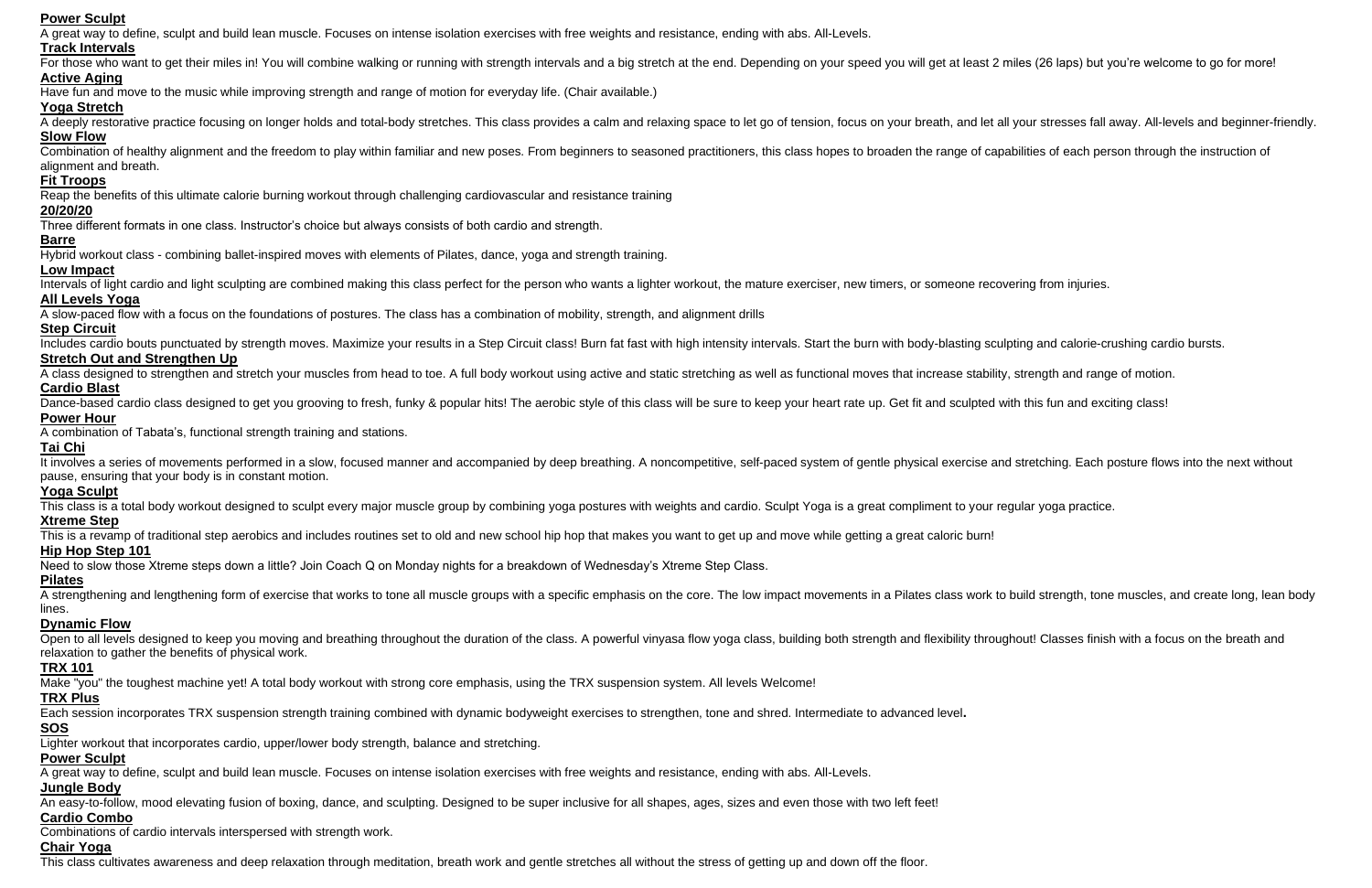**Power Sculpt**

A great way to define, sculpt and build lean muscle. Focuses on intense isolation exercises with free weights and resistance, ending with abs. All-Levels.

**Track Intervals**

For those who want to get their miles in! You will combine walking or running with strength intervals and a big stretch at the end. Depending on your speed you will get at least 2 miles (26 laps) but you're welcome to go for more!

**Active Aging**

Have fun and move to the music while improving strength and range of motion for everyday life. (Chair available.)

**Yoga Stretch**

A deeply restorative practice focusing on longer holds and total-body stretches. This class provides a calm and relaxing space to let go of tension, focus on your breath, and let all your stresses fall away. All-levels and beginner-friendly.

**Slow Flow**

Combination of healthy alignment and the freedom to play within familiar and new poses. From beginners to seasoned practitioners, this class hopes to broaden the range of capabilities of each person through the instruction of alignment and breath.

**Fit Troops**

Reap the benefits of this ultimate calorie burning workout through challenging cardiovascular and resistance training

**20/20/20**

Three different formats in one class. Instructor's choice but always consists of both cardio and strength.

**Barre**

Hybrid workout class - combining ballet-inspired moves with elements of Pilates, dance, yoga and strength training.

**Low Impact**

Intervals of light cardio and light sculpting are combined making this class perfect for the person who wants a lighter workout, the mature exerciser, new timers, or someone recovering from injuries.

**All Levels Yoga**

A slow-paced flow with a focus on the foundations of postures. The class has a combination of mobility, strength, and alignment drills

**Step Circuit**

Includes cardio bouts punctuated by strength moves. Maximize your results in a Step Circuit class! Burn fat fast with high intensity intervals. Start the burn with body-blasting sculpting and calorie-crushing cardio bursts.

**Stretch Out and Strengthen Up**

A class designed to strengthen and stretch your muscles from head to toe. A full body workout using active and static stretching as well as functional moves that increase stability, strength and range of motion.

**Cardio Blast**

Dance-based cardio class designed to get you grooving to fresh, funky & popular hits! The aerobic style of this class will be sure to keep your heart rate up. Get fit and sculpted with this fun and exciting class!

**Power Hour**

A combination of Tabata's, functional strength training and stations.

**Tai Chi**

It involves a series of movements performed in a slow, focused manner and accompanied by deep breathing. A noncompetitive, self-paced system of gentle physical exercise and stretching. Each posture flows into the next without pause, ensuring that your body is in constant motion.

**Yoga Sculpt**

This class is a total body workout designed to sculpt every major muscle group by combining yoga postures with weights and cardio. Sculpt Yoga is a great compliment to your regular yoga practice.

**Xtreme Step**

This is a revamp of traditional step aerobics and includes routines set to old and new school hip hop that makes you want to get up and move while getting a great caloric burn!

**Hip Hop Step 101**

Need to slow those Xtreme steps down a little? Join Coach Q on Monday nights for a breakdown of Wednesday's Xtreme Step Class.

**Pilates**

A strengthening and lengthening form of exercise that works to tone all muscle groups with a specific emphasis on the core. The low impact movements in a Pilates class work to build strength, tone muscles, and create long, lean body lines.

**Dynamic Flow**

Open to all levels designed to keep you moving and breathing throughout the duration of the class. A powerful vinyasa flow yoga class, building both strength and flexibility throughout! Classes finish with a focus on the breath and relaxation to gather the benefits of physical work.

**TRX 101**

Make "you" the toughest machine yet! A total body workout with strong core emphasis, using the TRX suspension system. All levels Welcome!

**TRX Plus**

Each session incorporates TRX suspension strength training combined with dynamic bodyweight exercises to strengthen, tone and shred. Intermediate to advanced level**.**

**SOS**

Lighter workout that incorporates cardio, upper/lower body strength, balance and stretching.

**Power Sculpt**

A great way to define, sculpt and build lean muscle. Focuses on intense isolation exercises with free weights and resistance, ending with abs. All-Levels.

**Jungle Body**

An easy-to-follow, mood elevating fusion of boxing, dance, and sculpting. Designed to be super inclusive for all shapes, ages, sizes and even those with two left feet!

**Cardio Combo**

Combinations of cardio intervals interspersed with strength work.

**Chair Yoga**

This class cultivates awareness and deep relaxation through meditation, breath work and gentle stretches all without the stress of getting up and down off the floor.